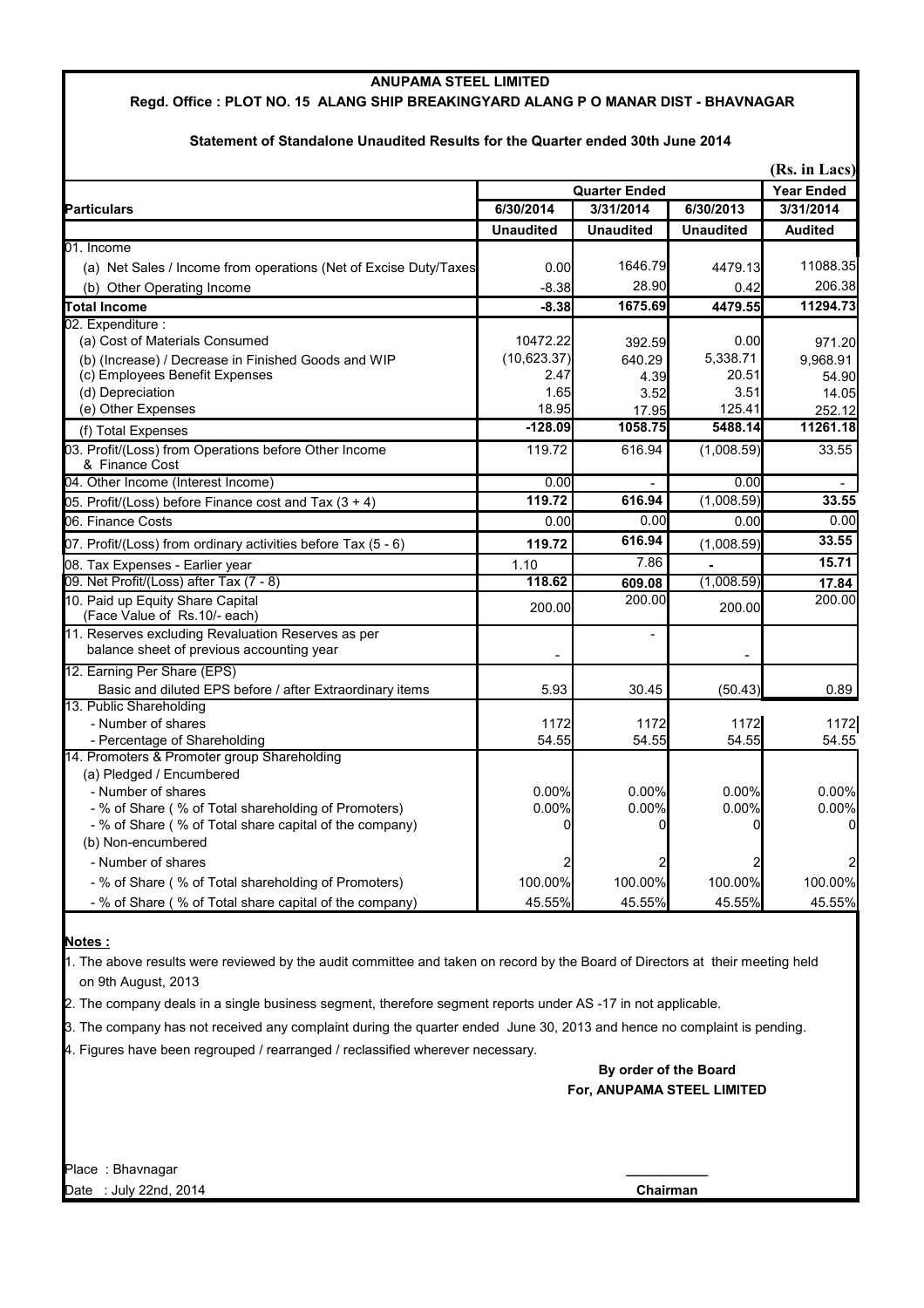# ANUPAMA STEEL LIMITED

## Regd. Office : PLOT NO. 15 ALANG SHIP BREAKINGYARD ALANG P O MANAR DIST - BHAVNAGAR

### Statement of Standalone Unaudited Results for the Quarter ended 30th June 2014

**(Rs. in Lacs)**

| Particulars | Quarter Ended | | | Year Ended |
|---|---|---|---|---|
| | 6/30/2014 | 3/31/2014 | 6/30/2013 | 3/31/2014 |
| | Unaudited | Unaudited | Unaudited | Audited |
| 01. Income | | | | |
| (a) Net Sales / Income from operations (Net of Excise Duty/Taxes | 0.00 | 1646.79 | 4479.13 | 11088.35 |
| (b) Other Operating Income | -8.38 | 28.90 | 0.42 | 206.38 |
| **Total Income** | **-8.38** | **1675.69** | **4479.55** | **11294.73** |
| 02. Expenditure : | | | | |
| (a) Cost of Materials Consumed | 10472.22 | 392.59 | 0.00 | 971.20 |
| (b) (Increase) / Decrease in Finished Goods and WIP | (10,623.37) | 640.29 | 5,338.71 | 9,968.91 |
| (c) Employees Benefit Expenses | 2.47 | 4.39 | 20.51 | 54.90 |
| (d) Depreciation | 1.65 | 3.52 | 3.51 | 14.05 |
| (e) Other Expenses | 18.95 | 17.95 | 125.41 | 252.12 |
| (f) Total Expenses | **-128.09** | **1058.75** | **5488.14** | **11261.18** |
| 03. Profit/(Loss) from Operations before Other Income & Finance Cost | 119.72 | 616.94 | (1,008.59) | 33.55 |
| 04. Other Income (Interest Income) | 0.00 | - | 0.00 | - |
| 05. Profit/(Loss) before Finance cost and Tax (3 + 4) | **119.72** | **616.94** | (1,008.59) | **33.55** |
| 06. Finance Costs | 0.00 | 0.00 | 0.00 | 0.00 |
| 07. Profit/(Loss) from ordinary activities before Tax (5 - 6) | **119.72** | **616.94** | (1,008.59) | **33.55** |
| 08. Tax Expenses - Earlier year | 1.10 | 7.86 | - | **15.71** |
| 09. Net Profit/(Loss) after Tax (7 - 8) | **118.62** | **609.08** | (1,008.59) | **17.84** |
| 10. Paid up Equity Share Capital (Face Value of Rs.10/- each) | 200.00 | 200.00 | 200.00 | 200.00 |
| 11. Reserves excluding Revaluation Reserves as per balance sheet of previous accounting year | - | - | - | |
| 12. Earning Per Share (EPS) | | | | |
| Basic and diluted EPS before / after Extraordinary items | 5.93 | 30.45 | (50.43) | 0.89 |
| 13. Public Shareholding | | | | |
| - Number of shares | 1172 | 1172 | 1172 | 1172 |
| - Percentage of Shareholding | 54.55 | 54.55 | 54.55 | 54.55 |
| 14. Promoters & Promoter group Shareholding | | | | |
| (a) Pledged / Encumbered | | | | |
| - Number of shares | 0.00% | 0.00% | 0.00% | 0.00% |
| - % of Share ( % of Total shareholding of Promoters) | 0.00% | 0.00% | 0.00% | 0.00% |
| - % of Share ( % of Total share capital of the company) | 0 | 0 | 0 | 0 |
| (b) Non-encumbered | | | | |
| - Number of shares | 2 | 2 | 2 | 2 |
| - % of Share ( % of Total shareholding of Promoters) | 100.00% | 100.00% | 100.00% | 100.00% |
| - % of Share ( % of Total share capital of the company) | 45.55% | 45.55% | 45.55% | 45.55% |

**Notes :**

1. The above results were reviewed by the audit committee and taken on record by the Board of Directors at their meeting held on 9th August, 2013
2. The company deals in a single business segment, therefore segment reports under AS -17 in not applicable.
3. The company has not received any complaint during the quarter ended June 30, 2013 and hence no complaint is pending.
4. Figures have been regrouped / rearranged / reclassified wherever necessary.

**By order of the Board**
**For, ANUPAMA STEEL LIMITED**

Place : Bhavnagar
Date : July 22nd, 2014

**Chairman**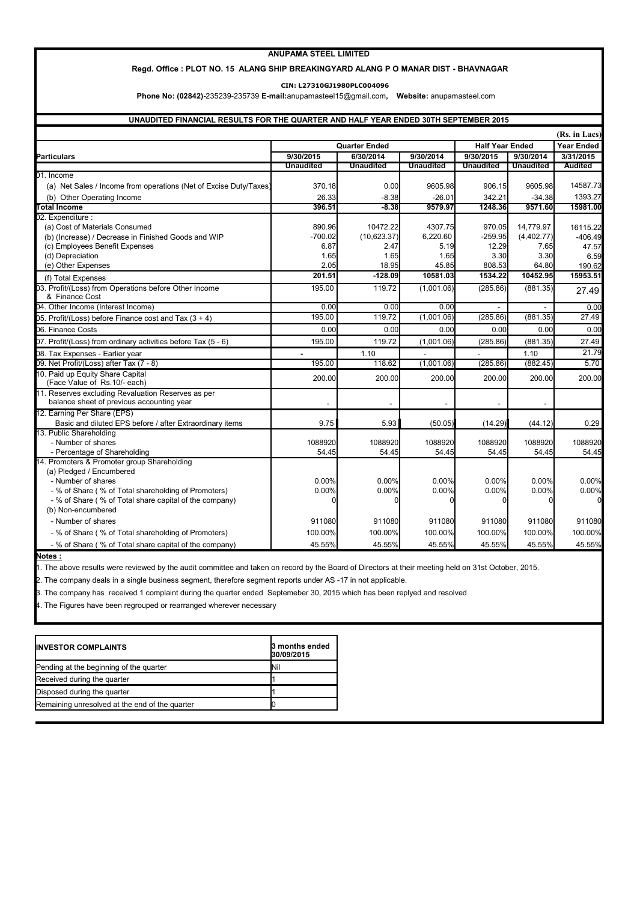# ANUPAMA STEEL LIMITED

**Regd. Office : PLOT NO. 15 ALANG SHIP BREAKINGYARD ALANG P O MANAR DIST - BHAVNAGAR**

**CIN: L27310GJ1980PLC004096**

**Phone No: (02842)-**235239-235739 **E-mail:**anupamasteel15@gmail.com**, Website:** anupamasteel.com

## UNAUDITED FINANCIAL RESULTS FOR THE QUARTER AND HALF YEAR ENDED 30TH SEPTEMBER 2015

(Rs. in Lacs)

| Particulars | Quarter Ended | | | Half Year Ended | | Year Ended |
|---|---|---|---|---|---|---|
| | 9/30/2015 | 6/30/2014 | 9/30/2014 | 9/30/2015 | 9/30/2014 | 3/31/2015 |
| | Unaudited | Unaudited | Unaudited | Unaudited | Unaudited | Audited |
| 01. Income | | | | | | |
| (a) Net Sales / Income from operations (Net of Excise Duty/Taxes) | 370.18 | 0.00 | 9605.98 | 906.15 | 9605.98 | 14587.73 |
| (b) Other Operating Income | 26.33 | -8.38 | -26.01 | 342.21 | -34.38 | 1393.27 |
| **Total Income** | **396.51** | **-8.38** | **9579.97** | **1248.36** | **9571.60** | **15981.00** |
| 02. Expenditure : | | | | | | |
| (a) Cost of Materials Consumed | 890.96 | 10472.22 | 4307.75 | 970.05 | 14,779.97 | 16115.22 |
| (b) (Increase) / Decrease in Finished Goods and WIP | -700.02 | (10,623.37) | 6,220.60 | -259.95 | (4,402.77) | -406.49 |
| (c) Employees Benefit Expenses | 6.87 | 2.47 | 5.19 | 12.29 | 7.65 | 47.57 |
| (d) Depreciation | 1.65 | 1.65 | 1.65 | 3.30 | 3.30 | 6.59 |
| (e) Other Expenses | 2.05 | 18.95 | 45.85 | 808.53 | 64.80 | 190.62 |
| (f) Total Expenses | **201.51** | **-128.09** | **10581.03** | **1534.22** | **10452.95** | **15953.51** |
| 03. Profit/(Loss) from Operations before Other Income & Finance Cost | 195.00 | 119.72 | (1,001.06) | (285.86) | (881.35) | 27.49 |
| 04. Other Income (Interest Income) | 0.00 | 0.00 | 0.00 | - | - | 0.00 |
| 05. Profit/(Loss) before Finance cost and Tax (3 + 4) | 195.00 | 119.72 | (1,001.06) | (285.86) | (881.35) | 27.49 |
| 06. Finance Costs | 0.00 | 0.00 | 0.00 | 0.00 | 0.00 | 0.00 |
| 07. Profit/(Loss) from ordinary activities before Tax (5 - 6) | 195.00 | 119.72 | (1,001.06) | (285.86) | (881.35) | 27.49 |
| 08. Tax Expenses - Earlier year | - | 1.10 | - | - | 1.10 | 21.79 |
| 09. Net Profit/(Loss) after Tax (7 - 8) | 195.00 | 118.62 | (1,001.06) | (285.86) | (882.45) | 5.70 |
| 10. Paid up Equity Share Capital (Face Value of Rs.10/- each) | 200.00 | 200.00 | 200.00 | 200.00 | 200.00 | 200.00 |
| 11. Reserves excluding Revaluation Reserves as per balance sheet of previous accounting year | - | - | - | - | - | |
| 12. Earning Per Share (EPS) | | | | | | |
| Basic and diluted EPS before / after Extraordinary items | 9.75 | 5.93 | (50.05) | (14.29) | (44.12) | 0.29 |
| 13. Public Shareholding | | | | | | |
| - Number of shares | 1088920 | 1088920 | 1088920 | 1088920 | 1088920 | 1088920 |
| - Percentage of Shareholding | 54.45 | 54.45 | 54.45 | 54.45 | 54.45 | 54.45 |
| 14. Promoters & Promoter group Shareholding | | | | | | |
| (a) Pledged / Encumbered | | | | | | |
| - Number of shares | 0.00% | 0.00% | 0.00% | 0.00% | 0.00% | 0.00% |
| - % of Share ( % of Total shareholding of Promoters) | 0.00% | 0.00% | 0.00% | 0.00% | 0.00% | 0.00% |
| - % of Share ( % of Total share capital of the company) | 0 | 0 | 0 | 0 | 0 | 0 |
| (b) Non-encumbered | | | | | | |
| - Number of shares | 911080 | 911080 | 911080 | 911080 | 911080 | 911080 |
| - % of Share ( % of Total shareholding of Promoters) | 100.00% | 100.00% | 100.00% | 100.00% | 100.00% | 100.00% |
| - % of Share ( % of Total share capital of the company) | 45.55% | 45.55% | 45.55% | 45.55% | 45.55% | 45.55% |

**Notes :**

1. The above results were reviewed by the audit committee and taken on record by the Board of Directors at their meeting held on 31st October, 2015.
2. The company deals in a single business segment, therefore segment reports under AS -17 in not applicable.
3. The company has received 1 complaint during the quarter ended Septemeber 30, 2015 which has been replyed and resolved
4. The Figures have been regrouped or rearranged wherever necessary

| INVESTOR COMPLAINTS | 3 months ended 30/09/2015 |
|---|---|
| Pending at the beginning of the quarter | Nil |
| Received during the quarter | 1 |
| Disposed during the quarter | 1 |
| Remaining unresolved at the end of the quarter | 0 |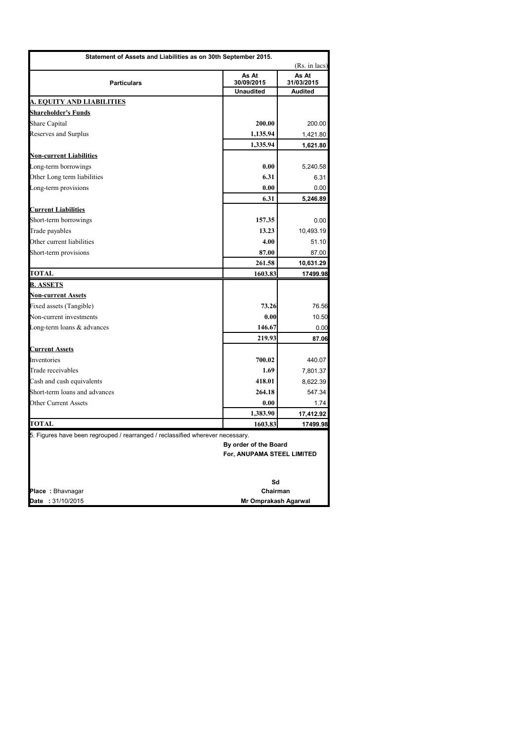| Statement of Assets and Liabilities as on 30th September 2015. | | |
|---|---|---|
| | | (Rs. in lacs) |
| **Particulars** | **As At 30/09/2015** | **As At 31/03/2015** |
| | **Unaudited** | **Audited** |
| **A. EQUITY AND LIABILITIES** | | |
| **Shareholder's Funds** | | |
| Share Capital | **200.00** | 200.00 |
| Reserves and Surplus | **1,135.94** | 1,421.80 |
| | **1,335.94** | **1,621.80** |
| **Non-current Liabilities** | | |
| Long-term borrowings | **0.00** | 5,240.58 |
| Other Long term liabilities | **6.31** | 6.31 |
| Long-term provisions | **0.00** | 0.00 |
| | **6.31** | **5,246.89** |
| **Current Liabilities** | | |
| Short-term borrowings | **157.35** | 0.00 |
| Trade payables | **13.23** | 10,493.19 |
| Other current liabilities | **4.00** | 51.10 |
| Short-term provisions | **87.00** | 87.00 |
| | **261.58** | **10,631.29** |
| **TOTAL** | **1603.83** | **17499.98** |
| **B. ASSETS** | | |
| **Non-current Assets** | | |
| Fixed assets (Tangible) | **73.26** | 76.56 |
| Non-current investments | **0.00** | 10.50 |
| Long-term loans & advances | **146.67** | 0.00 |
| | **219.93** | **87.06** |
| **Current Assets** | | |
| Inventories | **700.02** | 440.07 |
| Trade receivables | **1.69** | 7,801.37 |
| Cash and cash equivalents | **418.01** | 8,622.39 |
| Short-term loans and advances | **264.18** | 547.34 |
| Other Current Assets | **0.00** | 1.74 |
| | **1,383.90** | **17,412.92** |
| **TOTAL** | **1603.83** | **17499.98** |

5. Figures have been regrouped / rearranged / reclassified wherever necessary.

**By order of the Board**
**For, ANUPAMA STEEL LIMITED**

**Sd**
**Chairman**
**Mr Omprakash Agarwal**

**Place** : Bhavnagar
**Date** : 31/10/2015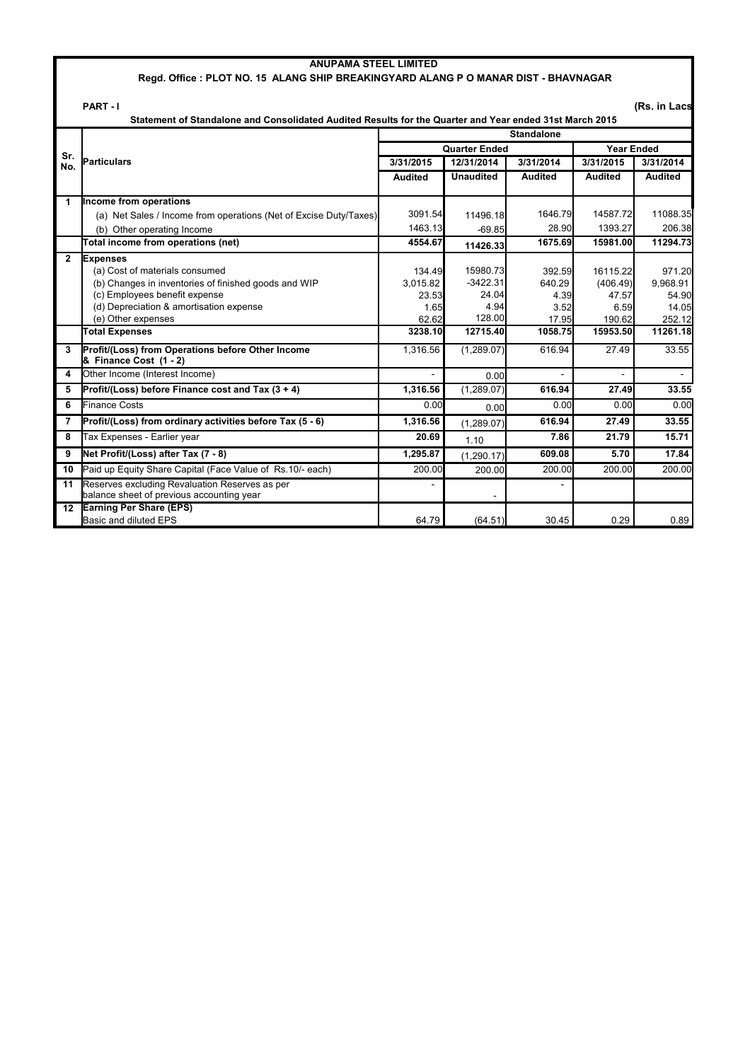# ANUPAMA STEEL LIMITED

## Regd. Office : PLOT NO. 15 ALANG SHIP BREAKINGYARD ALANG P O MANAR DIST - BHAVNAGAR

**PART - I** **(Rs. in Lacs**

**Statement of Standalone and Consolidated Audited Results for the Quarter and Year ended 31st March 2015**

| Sr. No. | Particulars | Standalone | | | | |
|---|---|---|---|---|---|---|
| | | Quarter Ended | | | Year Ended | |
| | | 3/31/2015 | 12/31/2014 | 3/31/2014 | 3/31/2015 | 3/31/2014 |
| | | Audited | Unaudited | Audited | Audited | Audited |
| 1 | **Income from operations** | | | | | |
| | (a) Net Sales / Income from operations (Net of Excise Duty/Taxes) | 3091.54 | 11496.18 | 1646.79 | 14587.72 | 11088.35 |
| | (b) Other operating Income | 1463.13 | -69.85 | 28.90 | 1393.27 | 206.38 |
| | **Total income from operations (net)** | **4554.67** | **11426.33** | **1675.69** | **15981.00** | **11294.73** |
| 2 | **Expenses** | | | | | |
| | (a) Cost of materials consumed | 134.49 | 15980.73 | 392.59 | 16115.22 | 971.20 |
| | (b) Changes in inventories of finished goods and WIP | 3,015.82 | -3422.31 | 640.29 | (406.49) | 9,968.91 |
| | (c) Employees benefit expense | 23.53 | 24.04 | 4.39 | 47.57 | 54.90 |
| | (d) Depreciation & amortisation expense | 1.65 | 4.94 | 3.52 | 6.59 | 14.05 |
| | (e) Other expenses | 62.62 | 128.00 | 17.95 | 190.62 | 252.12 |
| | **Total Expenses** | **3238.10** | **12715.40** | **1058.75** | **15953.50** | **11261.18** |
| 3 | **Profit/(Loss) from Operations before Other Income & Finance Cost (1 - 2)** | 1,316.56 | (1,289.07) | 616.94 | 27.49 | 33.55 |
| 4 | Other Income (Interest Income) | - | 0.00 | - | - | - |
| 5 | **Profit/(Loss) before Finance cost and Tax (3 + 4)** | **1,316.56** | (1,289.07) | **616.94** | **27.49** | **33.55** |
| 6 | Finance Costs | 0.00 | 0.00 | 0.00 | 0.00 | 0.00 |
| 7 | **Profit/(Loss) from ordinary activities before Tax (5 - 6)** | **1,316.56** | (1,289.07) | **616.94** | **27.49** | **33.55** |
| 8 | Tax Expenses - Earlier year | **20.69** | 1.10 | **7.86** | **21.79** | **15.71** |
| 9 | **Net Profit/(Loss) after Tax (7 - 8)** | **1,295.87** | (1,290.17) | **609.08** | **5.70** | **17.84** |
| 10 | Paid up Equity Share Capital (Face Value of Rs.10/- each) | 200.00 | 200.00 | 200.00 | 200.00 | 200.00 |
| 11 | Reserves excluding Revaluation Reserves as per balance sheet of previous accounting year | - | - | - | | |
| 12 | **Earning Per Share (EPS)** | | | | | |
| | Basic and diluted EPS | 64.79 | (64.51) | 30.45 | 0.29 | 0.89 |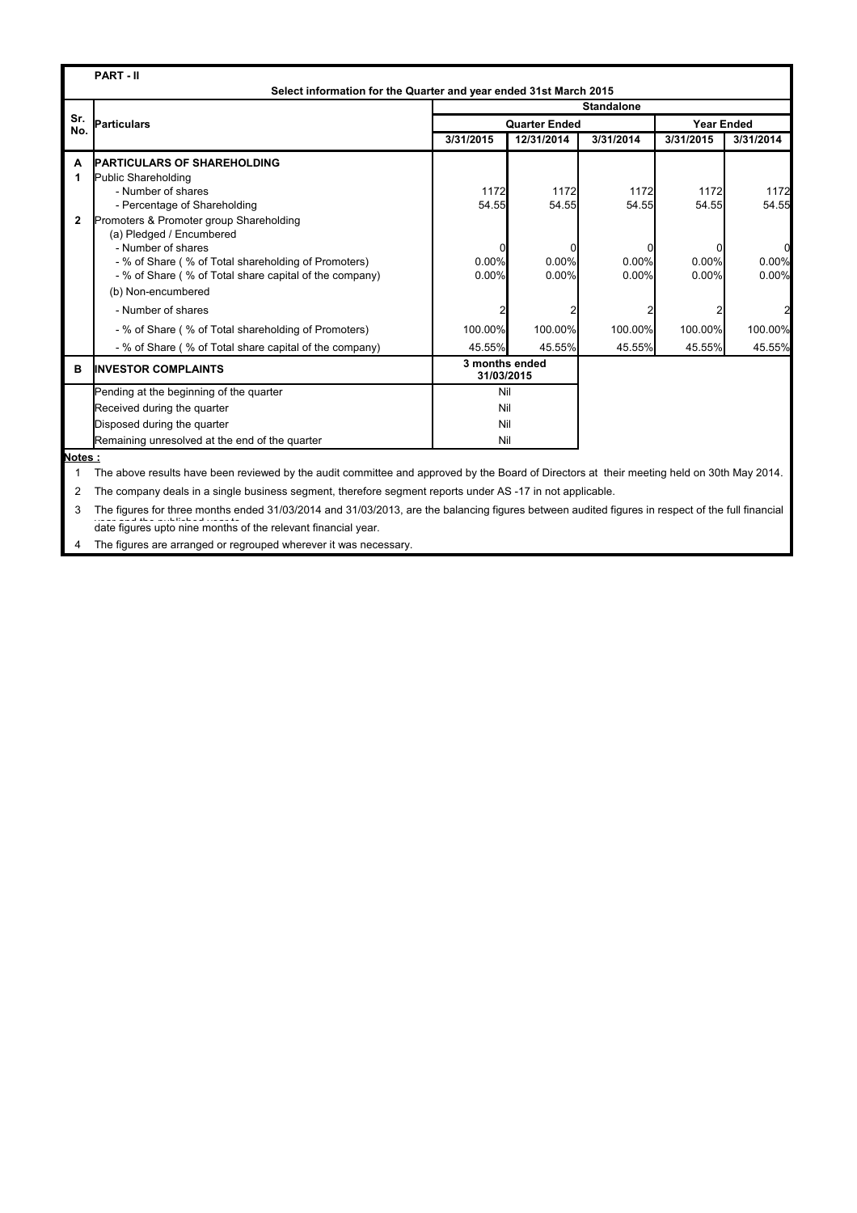**PART - II**

**Select information for the Quarter and year ended 31st March 2015**

| Sr. No. | Particulars | Standalone | | | | |
|---|---|---|---|---|---|---|
| | | Quarter Ended | | | Year Ended | |
| | | 3/31/2015 | 12/31/2014 | 3/31/2014 | 3/31/2015 | 3/31/2014 |
| **A** | **PARTICULARS OF SHAREHOLDING** | | | | | |
| **1** | Public Shareholding | | | | | |
| | - Number of shares | 1172 | 1172 | 1172 | 1172 | 1172 |
| | - Percentage of Shareholding | 54.55 | 54.55 | 54.55 | 54.55 | 54.55 |
| **2** | Promoters & Promoter group Shareholding | | | | | |
| | (a) Pledged / Encumbered | | | | | |
| | - Number of shares | 0 | 0 | 0 | 0 | 0 |
| | - % of Share ( % of Total shareholding of Promoters) | 0.00% | 0.00% | 0.00% | 0.00% | 0.00% |
| | - % of Share ( % of Total share capital of the company) | 0.00% | 0.00% | 0.00% | 0.00% | 0.00% |
| | (b) Non-encumbered | | | | | |
| | - Number of shares | 2 | 2 | 2 | 2 | 2 |
| | - % of Share ( % of Total shareholding of Promoters) | 100.00% | 100.00% | 100.00% | 100.00% | 100.00% |
| | - % of Share ( % of Total share capital of the company) | 45.55% | 45.55% | 45.55% | 45.55% | 45.55% |

| | **INVESTOR COMPLAINTS** | 3 months ended 31/03/2015 |
|---|---|---|
| **B** | Pending at the beginning of the quarter | Nil |
| | Received during the quarter | Nil |
| | Disposed during the quarter | Nil |
| | Remaining unresolved at the end of the quarter | Nil |

**Notes :**

1. The above results have been reviewed by the audit committee and approved by the Board of Directors at their meeting held on 30th May 2014.
2. The company deals in a single business segment, therefore segment reports under AS -17 in not applicable.
3. The figures for three months ended 31/03/2014 and 31/03/2013, are the balancing figures between audited figures in respect of the full financial year and the published year to date figures upto nine months of the relevant financial year.
4. The figures are arranged or regrouped wherever it was necessary.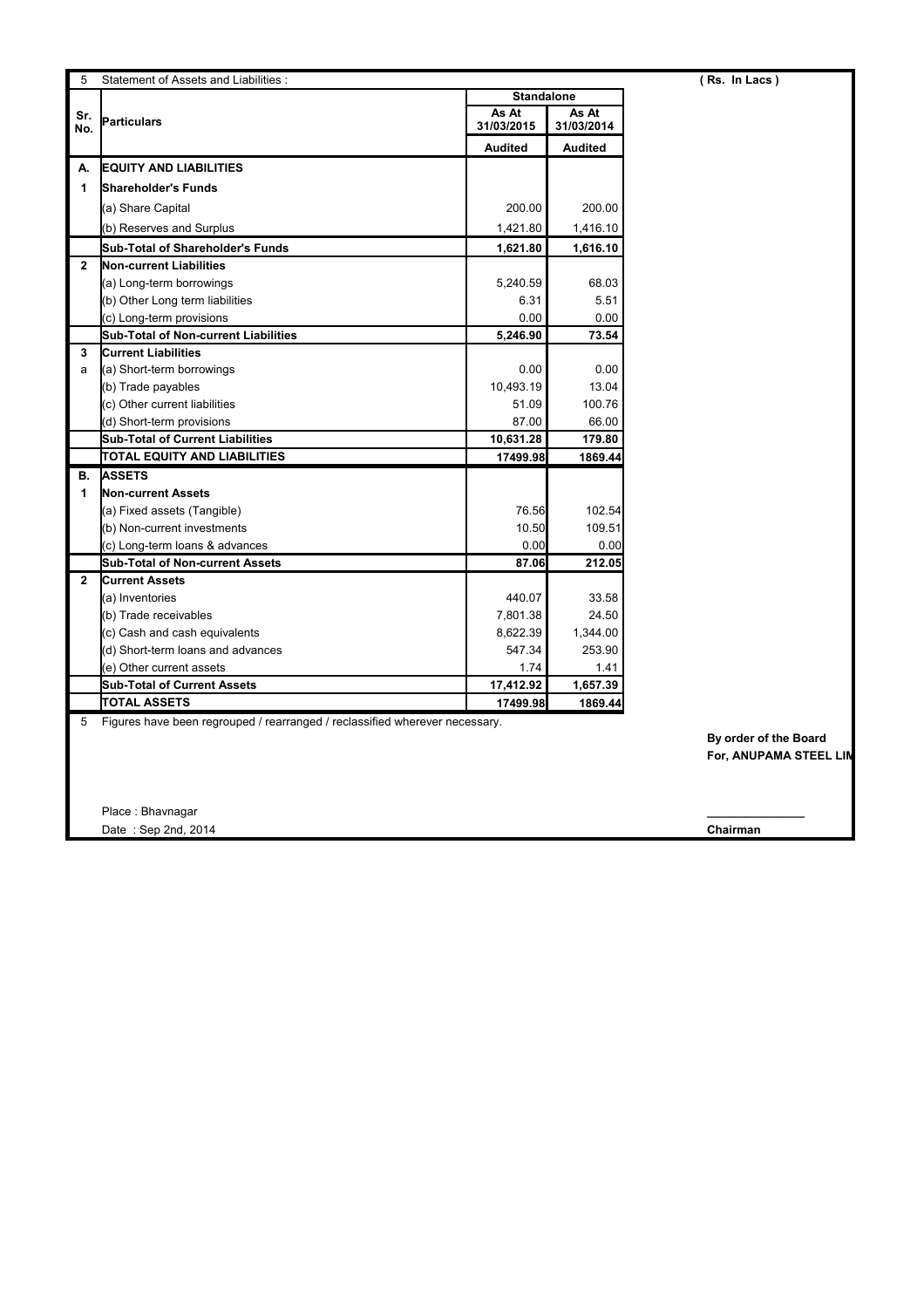| 5 | Statement of Assets and Liabilities : | | |
|---|---|---|---|
| | | Standalone | |
| Sr. No. | Particulars | As At 31/03/2015 | As At 31/03/2014 |
| | | Audited | Audited |
| A. | EQUITY AND LIABILITIES | | |
| 1 | Shareholder's Funds | | |
| | (a) Share Capital | 200.00 | 200.00 |
| | (b) Reserves and Surplus | 1,421.80 | 1,416.10 |
| | Sub-Total of Shareholder's Funds | 1,621.80 | 1,616.10 |
| 2 | Non-current Liabilities | | |
| | (a) Long-term borrowings | 5,240.59 | 68.03 |
| | (b) Other Long term liabilities | 6.31 | 5.51 |
| | (c) Long-term provisions | 0.00 | 0.00 |
| | Sub-Total of Non-current Liabilities | 5,246.90 | 73.54 |
| 3 | Current Liabilities | | |
| a | (a) Short-term borrowings | 0.00 | 0.00 |
| | (b) Trade payables | 10,493.19 | 13.04 |
| | (c) Other current liabilities | 51.09 | 100.76 |
| | (d) Short-term provisions | 87.00 | 66.00 |
| | Sub-Total of Current Liabilities | 10,631.28 | 179.80 |
| | TOTAL EQUITY AND LIABILITIES | 17499.98 | 1869.44 |
| B. | ASSETS | | |
| 1 | Non-current Assets | | |
| | (a) Fixed assets (Tangible) | 76.56 | 102.54 |
| | (b) Non-current investments | 10.50 | 109.51 |
| | (c) Long-term loans & advances | 0.00 | 0.00 |
| | Sub-Total of Non-current Assets | 87.06 | 212.05 |
| 2 | Current Assets | | |
| | (a) Inventories | 440.07 | 33.58 |
| | (b) Trade receivables | 7,801.38 | 24.50 |
| | (c) Cash and cash equivalents | 8,622.39 | 1,344.00 |
| | (d) Short-term loans and advances | 547.34 | 253.90 |
| | (e) Other current assets | 1.74 | 1.41 |
| | Sub-Total of Current Assets | 17,412.92 | 1,657.39 |
| | TOTAL ASSETS | 17499.98 | 1869.44 |

( Rs. In Lacs )

5 Figures have been regrouped / rearranged / reclassified wherever necessary.

**By order of the Board**
**For, ANUPAMA STEEL LIM**

Place : Bhavnagar
Date : Sep 2nd, 2014

**Chairman**